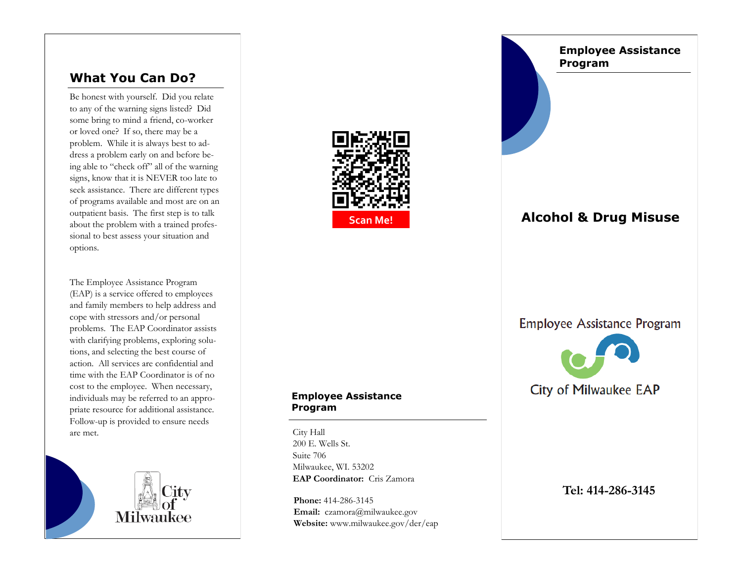## What You Can Do?

Be honest with yourself. Did you relate to any of the warning signs listed? Did some bring to mind a friend, co-worker or loved one? If so, there may be a problem. While it is always best to address a problem early on and before being able to "check off" all of the warning signs, know that it is NEVER too late to seek assistance. There are different types of programs available and most are on an outpatient basis. The first step is to talk about the problem with a trained professional to best assess your situation and options.

The Employee Assistance Program (EAP) is a service offered to employees and family members to help address and cope with stressors and/or personal problems. The EAP Coordinator assists with clarifying problems, exploring solutions, and selecting the best course of action. All services are confidential and time with the EAP Coordinator is of no cost to the employee. When necessary, individuals may be referred to an appropriate resource for additional assistance. Follow-up is provided to ensure needs are met.

City of Milwaukee

Scan Me!

### Employee Assistance Program

City Hall
200 E. Wells St.
Suite 706
Milwaukee, WI. 53202
**EAP Coordinator:** Cris Zamora

**Phone:** 414-286-3145
**Email:** czamora@milwaukee.gov
**Website:** www.milwaukee.gov/der/eap

### Employee Assistance Program

# Alcohol & Drug Misuse

Employee Assistance Program

City of Milwaukee EAP

**Tel: 414-286-3145**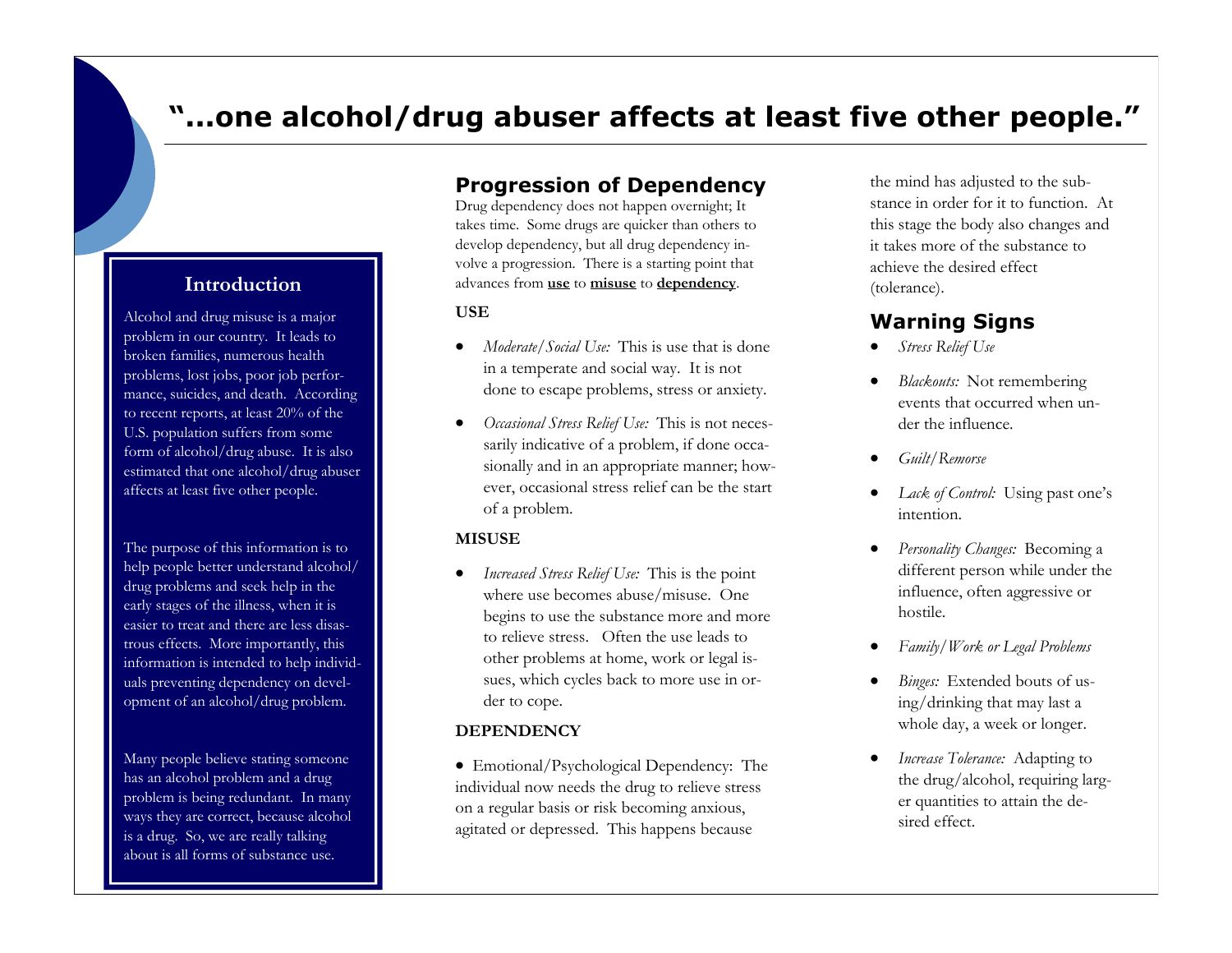# "...one alcohol/drug abuser affects at least five other people."

## Introduction

Alcohol and drug misuse is a major problem in our country. It leads to broken families, numerous health problems, lost jobs, poor job performance, suicides, and death. According to recent reports, at least 20% of the U.S. population suffers from some form of alcohol/drug abuse. It is also estimated that one alcohol/drug abuser affects at least five other people.

The purpose of this information is to help people better understand alcohol/drug problems and seek help in the early stages of the illness, when it is easier to treat and there are less disastrous effects. More importantly, this information is intended to help individuals preventing dependency on development of an alcohol/drug problem.

Many people believe stating someone has an alcohol problem and a drug problem is being redundant. In many ways they are correct, because alcohol is a drug. So, we are really talking about is all forms of substance use.

## Progression of Dependency

Drug dependency does not happen overnight; It takes time. Some drugs are quicker than others to develop dependency, but all drug dependency involve a progression. There is a starting point that advances from **use** to **misuse** to **dependency**.

**USE**

- *Moderate/Social Use:* This is use that is done in a temperate and social way. It is not done to escape problems, stress or anxiety.
- *Occasional Stress Relief Use:* This is not necessarily indicative of a problem, if done occasionally and in an appropriate manner; however, occasional stress relief can be the start of a problem.

**MISUSE**

- *Increased Stress Relief Use:* This is the point where use becomes abuse/misuse. One begins to use the substance more and more to relieve stress. Often the use leads to other problems at home, work or legal issues, which cycles back to more use in order to cope.

**DEPENDENCY**

- Emotional/Psychological Dependency: The individual now needs the drug to relieve stress on a regular basis or risk becoming anxious, agitated or depressed. This happens because the mind has adjusted to the substance in order for it to function. At this stage the body also changes and it takes more of the substance to achieve the desired effect (tolerance).

## Warning Signs

- *Stress Relief Use*
- *Blackouts:* Not remembering events that occurred when under the influence.
- *Guilt/Remorse*
- *Lack of Control:* Using past one's intention.
- *Personality Changes:* Becoming a different person while under the influence, often aggressive or hostile.
- *Family/Work or Legal Problems*
- *Binges:* Extended bouts of using/drinking that may last a whole day, a week or longer.
- *Increase Tolerance:* Adapting to the drug/alcohol, requiring larger quantities to attain the desired effect.